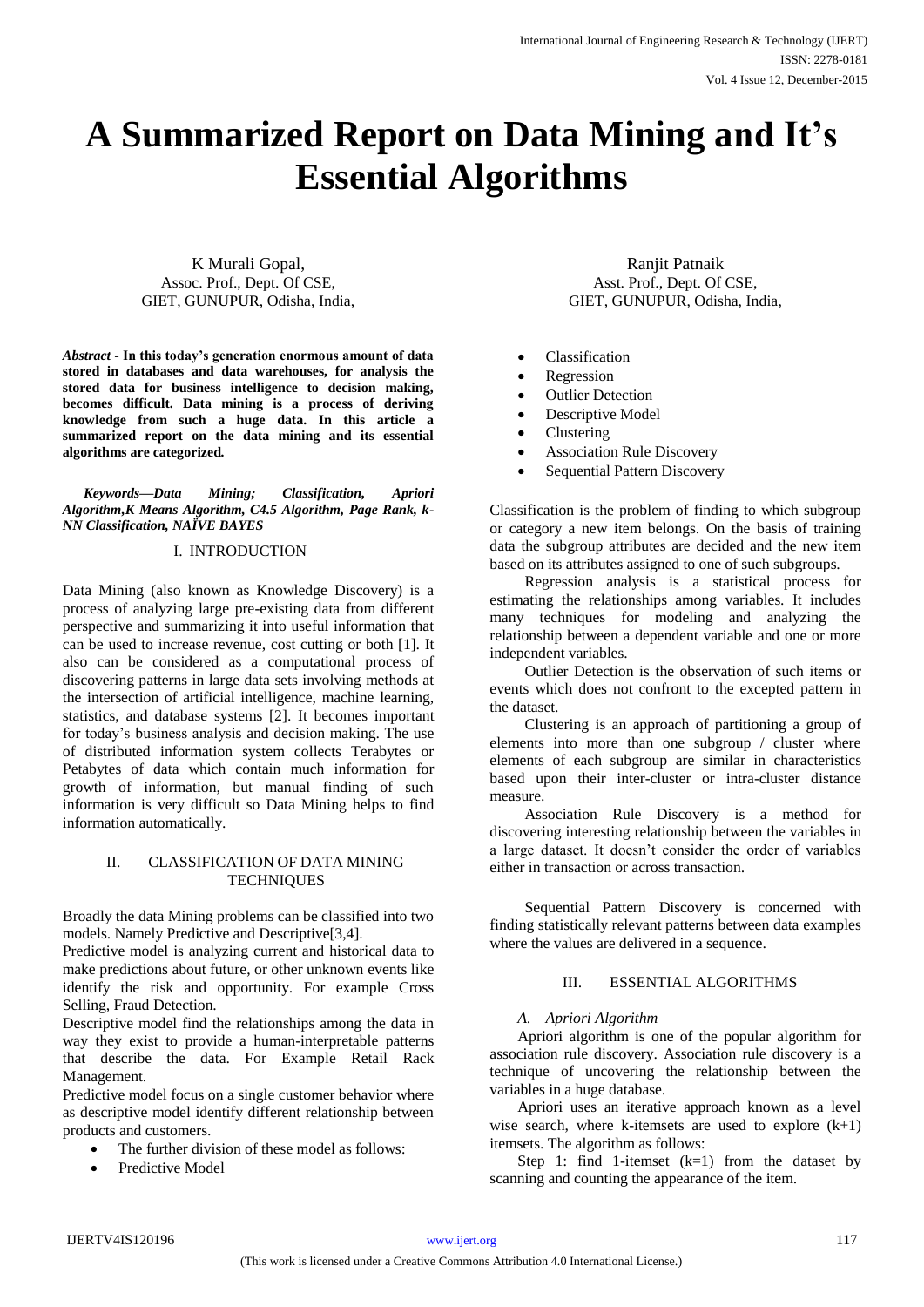# A Summarized Report on Data Mining and It's Essential Algorithms

K Murali Gopal,
Assoc. Prof., Dept. Of CSE,
GIET, GUNUPUR, Odisha, India,

Ranjit Patnaik
Asst. Prof., Dept. Of CSE,
GIET, GUNUPUR, Odisha, India,

***Abstract*** **- In this today's generation enormous amount of data stored in databases and data warehouses, for analysis the stored data for business intelligence to decision making, becomes difficult. Data mining is a process of deriving knowledge from such a huge data. In this article a summarized report on the data mining and its essential algorithms are categorized.**

***Keywords—Data Mining; Classification, Apriori Algorithm,K Means Algorithm, C4.5 Algorithm, Page Rank, k-NN Classification, NAÏVE BAYES***

## I. INTRODUCTION

Data Mining (also known as Knowledge Discovery) is a process of analyzing large pre-existing data from different perspective and summarizing it into useful information that can be used to increase revenue, cost cutting or both [1]. It also can be considered as a computational process of discovering patterns in large data sets involving methods at the intersection of artificial intelligence, machine learning, statistics, and database systems [2]. It becomes important for today's business analysis and decision making. The use of distributed information system collects Terabytes or Petabytes of data which contain much information for growth of information, but manual finding of such information is very difficult so Data Mining helps to find information automatically.

## II. CLASSIFICATION OF DATA MINING TECHNIQUES

Broadly the data Mining problems can be classified into two models. Namely Predictive and Descriptive[3,4].

Predictive model is analyzing current and historical data to make predictions about future, or other unknown events like identify the risk and opportunity. For example Cross Selling, Fraud Detection.

Descriptive model find the relationships among the data in way they exist to provide a human-interpretable patterns that describe the data. For Example Retail Rack Management.

Predictive model focus on a single customer behavior where as descriptive model identify different relationship between products and customers.

- The further division of these model as follows:
- Predictive Model
- Classification
- Regression
- Outlier Detection
- Descriptive Model
- Clustering
- Association Rule Discovery
- Sequential Pattern Discovery

Classification is the problem of finding to which subgroup or category a new item belongs. On the basis of training data the subgroup attributes are decided and the new item based on its attributes assigned to one of such subgroups.

Regression analysis is a statistical process for estimating the relationships among variables. It includes many techniques for modeling and analyzing the relationship between a dependent variable and one or more independent variables.

Outlier Detection is the observation of such items or events which does not confront to the excepted pattern in the dataset.

Clustering is an approach of partitioning a group of elements into more than one subgroup / cluster where elements of each subgroup are similar in characteristics based upon their inter-cluster or intra-cluster distance measure.

Association Rule Discovery is a method for discovering interesting relationship between the variables in a large dataset. It doesn't consider the order of variables either in transaction or across transaction.

Sequential Pattern Discovery is concerned with finding statistically relevant patterns between data examples where the values are delivered in a sequence.

## III. ESSENTIAL ALGORITHMS

### *A. Apriori Algorithm*

Apriori algorithm is one of the popular algorithm for association rule discovery. Association rule discovery is a technique of uncovering the relationship between the variables in a huge database.

Apriori uses an iterative approach known as a level wise search, where k-itemsets are used to explore (k+1) itemsets. The algorithm as follows:

Step 1: find 1-itemset (k=1) from the dataset by scanning and counting the appearance of the item.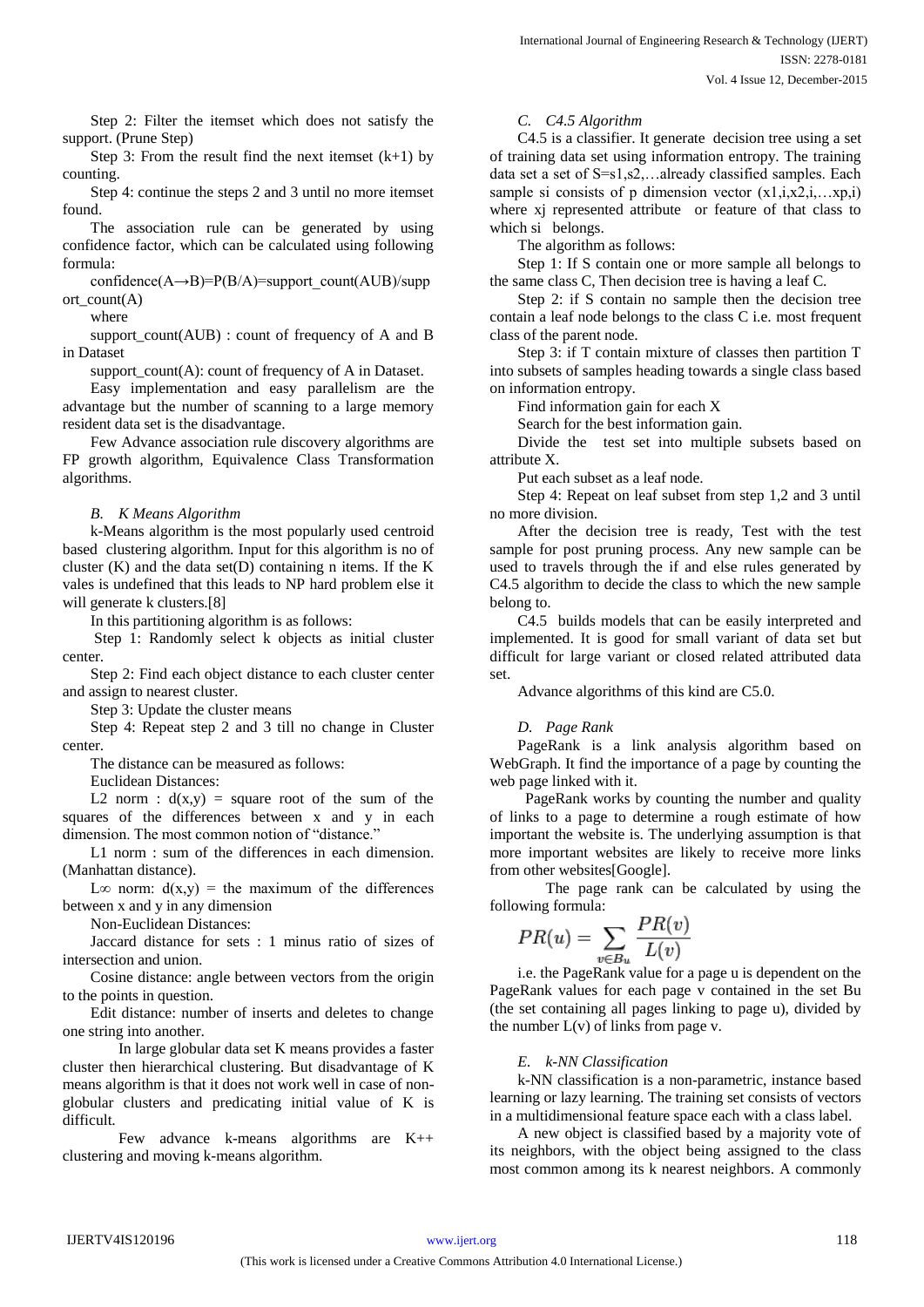Step 2: Filter the itemset which does not satisfy the support. (Prune Step)

Step 3: From the result find the next itemset (k+1) by counting.

Step 4: continue the steps 2 and 3 until no more itemset found.

The association rule can be generated by using confidence factor, which can be calculated using following formula:

confidence(A→B)=P(B/A)=support_count(AUB)/support_count(A)

where

support_count(AUB) : count of frequency of A and B in Dataset

support_count(A): count of frequency of A in Dataset.

Easy implementation and easy parallelism are the advantage but the number of scanning to a large memory resident data set is the disadvantage.

Few Advance association rule discovery algorithms are FP growth algorithm, Equivalence Class Transformation algorithms.

### *B. K Means Algorithm*

k-Means algorithm is the most popularly used centroid based clustering algorithm. Input for this algorithm is no of cluster (K) and the data set(D) containing n items. If the K vales is undefined that this leads to NP hard problem else it will generate k clusters.[8]

In this partitioning algorithm is as follows:

Step 1: Randomly select k objects as initial cluster center.

Step 2: Find each object distance to each cluster center and assign to nearest cluster.

Step 3: Update the cluster means

Step 4: Repeat step 2 and 3 till no change in Cluster center.

The distance can be measured as follows:

Euclidean Distances:

L2 norm : d(x,y) = square root of the sum of the squares of the differences between x and y in each dimension. The most common notion of "distance."

L1 norm : sum of the differences in each dimension. (Manhattan distance).

L∞ norm: d(x,y) = the maximum of the differences between x and y in any dimension

Non-Euclidean Distances:

Jaccard distance for sets : 1 minus ratio of sizes of intersection and union.

Cosine distance: angle between vectors from the origin to the points in question.

Edit distance: number of inserts and deletes to change one string into another.

In large globular data set K means provides a faster cluster then hierarchical clustering. But disadvantage of K means algorithm is that it does not work well in case of non-globular clusters and predicating initial value of K is difficult.

Few advance k-means algorithms are K++ clustering and moving k-means algorithm.

### *C. C4.5 Algorithm*

C4.5 is a classifier. It generate decision tree using a set of training data set using information entropy. The training data set a set of S=s1,s2,…already classified samples. Each sample si consists of p dimension vector (x1,i,x2,i,…xp,i) where xj represented attribute or feature of that class to which si belongs.

The algorithm as follows:

Step 1: If S contain one or more sample all belongs to the same class C, Then decision tree is having a leaf C.

Step 2: if S contain no sample then the decision tree contain a leaf node belongs to the class C i.e. most frequent class of the parent node.

Step 3: if T contain mixture of classes then partition T into subsets of samples heading towards a single class based on information entropy.

Find information gain for each X

Search for the best information gain.

Divide the test set into multiple subsets based on attribute X.

Put each subset as a leaf node.

Step 4: Repeat on leaf subset from step 1,2 and 3 until no more division.

After the decision tree is ready, Test with the test sample for post pruning process. Any new sample can be used to travels through the if and else rules generated by C4.5 algorithm to decide the class to which the new sample belong to.

C4.5 builds models that can be easily interpreted and implemented. It is good for small variant of data set but difficult for large variant or closed related attributed data set.

Advance algorithms of this kind are C5.0.

### *D. Page Rank*

PageRank is a link analysis algorithm based on WebGraph. It find the importance of a page by counting the web page linked with it.

PageRank works by counting the number and quality of links to a page to determine a rough estimate of how important the website is. The underlying assumption is that more important websites are likely to receive more links from other websites[Google].

The page rank can be calculated by using the following formula:

$$PR(u) = \sum_{v \in B_u} \frac{PR(v)}{L(v)}$$

i.e. the PageRank value for a page u is dependent on the PageRank values for each page v contained in the set Bu (the set containing all pages linking to page u), divided by the number L(v) of links from page v.

### *E. k-NN Classification*

k-NN classification is a non-parametric, instance based learning or lazy learning. The training set consists of vectors in a multidimensional feature space each with a class label.

A new object is classified based by a majority vote of its neighbors, with the object being assigned to the class most common among its k nearest neighbors. A commonly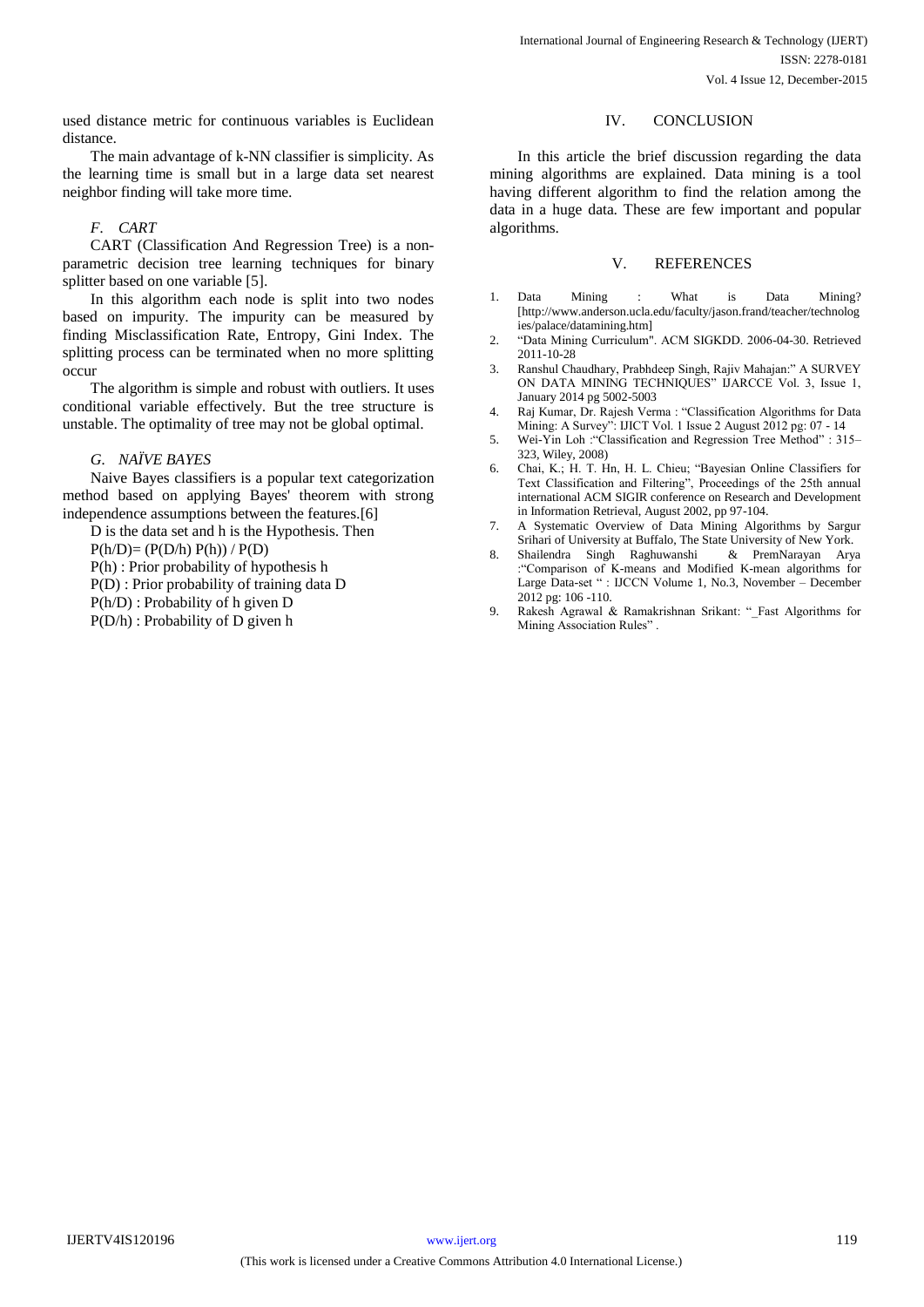used distance metric for continuous variables is Euclidean distance.

The main advantage of k-NN classifier is simplicity. As the learning time is small but in a large data set nearest neighbor finding will take more time.

### *F. CART*

CART (Classification And Regression Tree) is a non-parametric decision tree learning techniques for binary splitter based on one variable [5].

In this algorithm each node is split into two nodes based on impurity. The impurity can be measured by finding Misclassification Rate, Entropy, Gini Index. The splitting process can be terminated when no more splitting occur

The algorithm is simple and robust with outliers. It uses conditional variable effectively. But the tree structure is unstable. The optimality of tree may not be global optimal.

### *G. NAÏVE BAYES*

Naive Bayes classifiers is a popular text categorization method based on applying Bayes' theorem with strong independence assumptions between the features.[6]

D is the data set and h is the Hypothesis. Then

$P(h/D)= (P(D/h)\ P(h)) / P(D)$

$P(h)$ : Prior probability of hypothesis h

$P(D)$ : Prior probability of training data D

$P(h/D)$ : Probability of h given D

$P(D/h)$ : Probability of D given h

## IV. CONCLUSION

In this article the brief discussion regarding the data mining algorithms are explained. Data mining is a tool having different algorithm to find the relation among the data in a huge data. These are few important and popular algorithms.

## V. REFERENCES

1. Data Mining : What is Data Mining? [http://www.anderson.ucla.edu/faculty/jason.frand/teacher/technologies/palace/datamining.htm]
2. "Data Mining Curriculum". ACM SIGKDD. 2006-04-30. Retrieved 2011-10-28
3. Ranshul Chaudhary, Prabhdeep Singh, Rajiv Mahajan:" A SURVEY ON DATA MINING TECHNIQUES" IJARCCE Vol. 3, Issue 1, January 2014 pg 5002-5003
4. Raj Kumar, Dr. Rajesh Verma : "Classification Algorithms for Data Mining: A Survey": IJICT Vol. 1 Issue 2 August 2012 pg: 07 - 14
5. Wei-Yin Loh :"Classification and Regression Tree Method" : 315–323, Wiley, 2008)
6. Chai, K.; H. T. Hn, H. L. Chieu; "Bayesian Online Classifiers for Text Classification and Filtering", Proceedings of the 25th annual international ACM SIGIR conference on Research and Development in Information Retrieval, August 2002, pp 97-104.
7. A Systematic Overview of Data Mining Algorithms by Sargur Srihari of University at Buffalo, The State University of New York.
8. Shailendra Singh Raghuwanshi & PremNarayan Arya :"Comparison of K-means and Modified K-mean algorithms for Large Data-set " : IJCCN Volume 1, No.3, November – December 2012 pg: 106 -110.
9. Rakesh Agrawal & Ramakrishnan Srikant: "_Fast Algorithms for Mining Association Rules" .